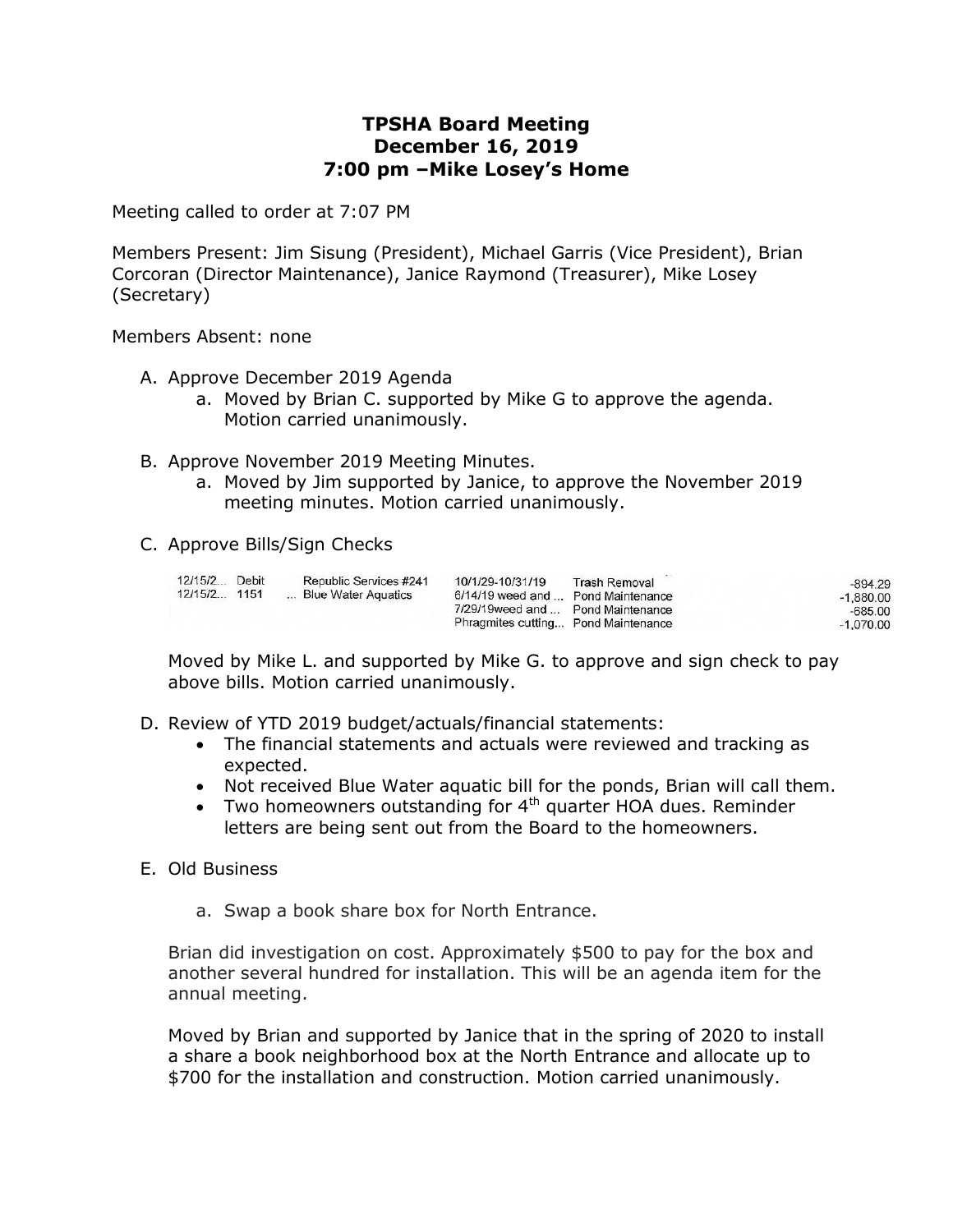# TPSHA Board Meeting
## December 16, 2019
## 7:00 pm –Mike Losey's Home

Meeting called to order at 7:07 PM

Members Present: Jim Sisung (President), Michael Garris (Vice President), Brian Corcoran (Director Maintenance), Janice Raymond (Treasurer), Mike Losey (Secretary)

Members Absent: none

A. Approve December 2019 Agenda
   a. Moved by Brian C. supported by Mike G to approve the agenda. Motion carried unanimously.

B. Approve November 2019 Meeting Minutes.
   a. Moved by Jim supported by Janice, to approve the November 2019 meeting minutes. Motion carried unanimously.

C. Approve Bills/Sign Checks

| | | | | | |
|---|---|---|---|---|---|
| 12/15/2... | Debit | Republic Services #241 | 10/1/29-10/31/19 | Trash Removal | -894.29 |
| 12/15/2... | 1151 | ... Blue Water Aquatics | 6/14/19 weed and ... | Pond Maintenance | -1,880.00 |
| | | | 7/29/19weed and ... | Pond Maintenance | -685.00 |
| | | | Phragmites cutting... | Pond Maintenance | -1,070.00 |

Moved by Mike L. and supported by Mike G. to approve and sign check to pay above bills. Motion carried unanimously.

D. Review of YTD 2019 budget/actuals/financial statements:
   - The financial statements and actuals were reviewed and tracking as expected.
   - Not received Blue Water aquatic bill for the ponds, Brian will call them.
   - Two homeowners outstanding for 4th quarter HOA dues. Reminder letters are being sent out from the Board to the homeowners.

E. Old Business

   a. Swap a book share box for North Entrance.

Brian did investigation on cost. Approximately $500 to pay for the box and another several hundred for installation. This will be an agenda item for the annual meeting.

Moved by Brian and supported by Janice that in the spring of 2020 to install a share a book neighborhood box at the North Entrance and allocate up to $700 for the installation and construction. Motion carried unanimously.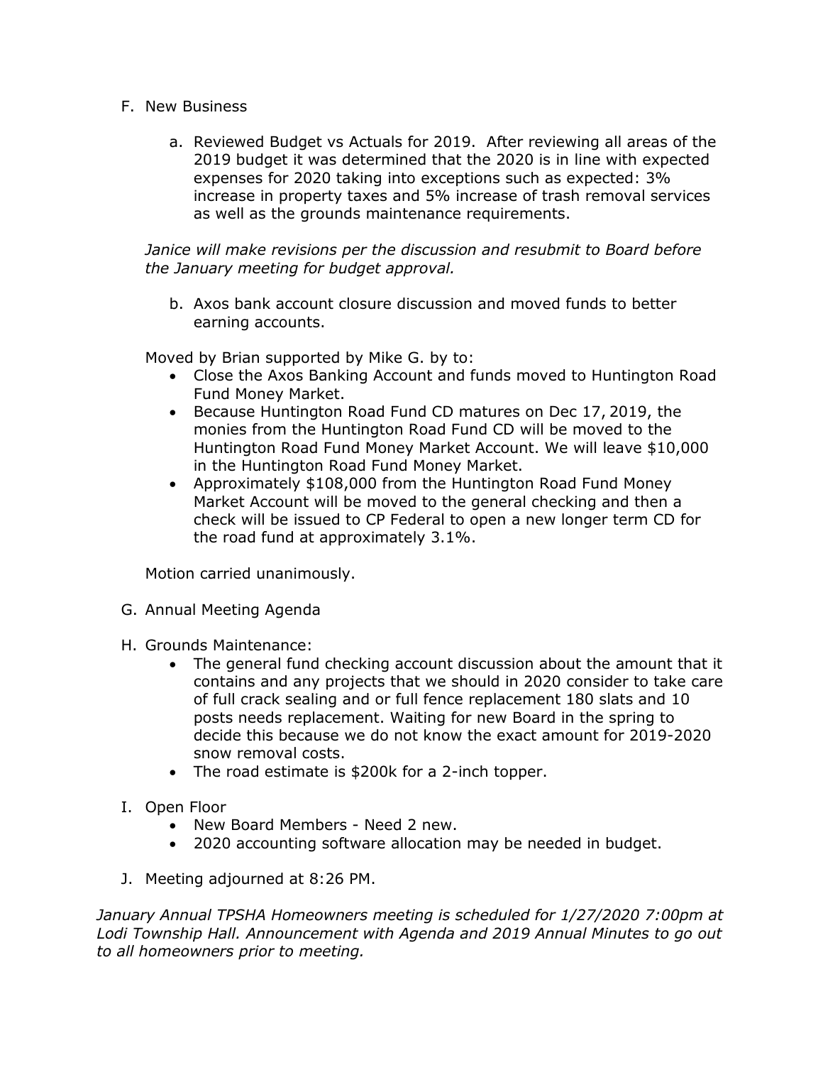F. New Business

   a. Reviewed Budget vs Actuals for 2019. After reviewing all areas of the 2019 budget it was determined that the 2020 is in line with expected expenses for 2020 taking into exceptions such as expected: 3% increase in property taxes and 5% increase of trash removal services as well as the grounds maintenance requirements.

   *Janice will make revisions per the discussion and resubmit to Board before the January meeting for budget approval.*

   b. Axos bank account closure discussion and moved funds to better earning accounts.

   Moved by Brian supported by Mike G. by to:

   - Close the Axos Banking Account and funds moved to Huntington Road Fund Money Market.
   - Because Huntington Road Fund CD matures on Dec 17, 2019, the monies from the Huntington Road Fund CD will be moved to the Huntington Road Fund Money Market Account. We will leave $10,000 in the Huntington Road Fund Money Market.
   - Approximately $108,000 from the Huntington Road Fund Money Market Account will be moved to the general checking and then a check will be issued to CP Federal to open a new longer term CD for the road fund at approximately 3.1%.

   Motion carried unanimously.

G. Annual Meeting Agenda

H. Grounds Maintenance:

   - The general fund checking account discussion about the amount that it contains and any projects that we should in 2020 consider to take care of full crack sealing and or full fence replacement 180 slats and 10 posts needs replacement. Waiting for new Board in the spring to decide this because we do not know the exact amount for 2019-2020 snow removal costs.
   - The road estimate is $200k for a 2-inch topper.

I. Open Floor

   - New Board Members - Need 2 new.
   - 2020 accounting software allocation may be needed in budget.

J. Meeting adjourned at 8:26 PM.

*January Annual TPSHA Homeowners meeting is scheduled for 1/27/2020 7:00pm at Lodi Township Hall. Announcement with Agenda and 2019 Annual Minutes to go out to all homeowners prior to meeting.*